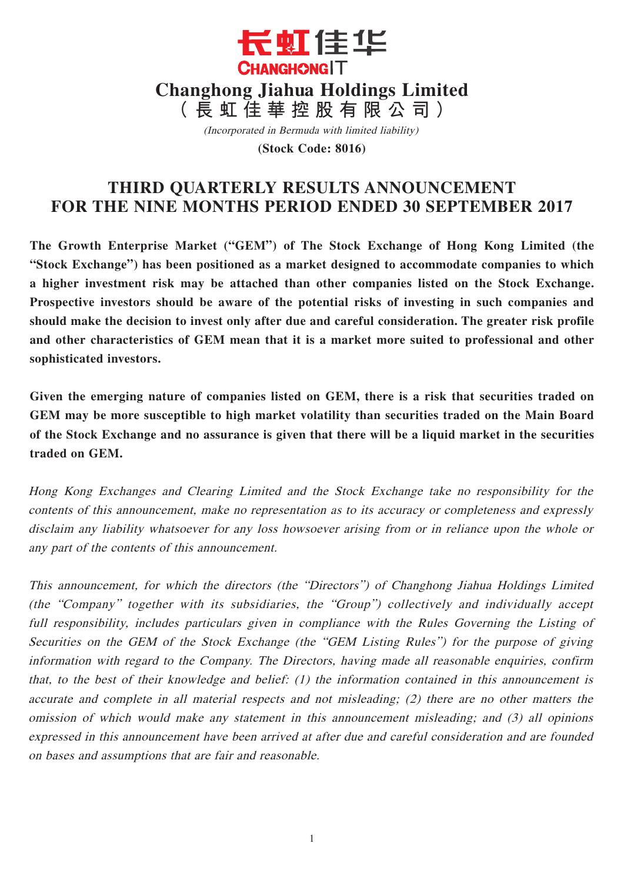長虹佳華
CHANGHONGIT

# Changhong Jiahua Holdings Limited
# （長虹佳華控股有限公司）

*(Incorporated in Bermuda with limited liability)*

**(Stock Code: 8016)**

## THIRD QUARTERLY RESULTS ANNOUNCEMENT FOR THE NINE MONTHS PERIOD ENDED 30 SEPTEMBER 2017

**The Growth Enterprise Market ("GEM") of The Stock Exchange of Hong Kong Limited (the "Stock Exchange") has been positioned as a market designed to accommodate companies to which a higher investment risk may be attached than other companies listed on the Stock Exchange. Prospective investors should be aware of the potential risks of investing in such companies and should make the decision to invest only after due and careful consideration. The greater risk profile and other characteristics of GEM mean that it is a market more suited to professional and other sophisticated investors.**

**Given the emerging nature of companies listed on GEM, there is a risk that securities traded on GEM may be more susceptible to high market volatility than securities traded on the Main Board of the Stock Exchange and no assurance is given that there will be a liquid market in the securities traded on GEM.**

*Hong Kong Exchanges and Clearing Limited and the Stock Exchange take no responsibility for the contents of this announcement, make no representation as to its accuracy or completeness and expressly disclaim any liability whatsoever for any loss howsoever arising from or in reliance upon the whole or any part of the contents of this announcement.*

*This announcement, for which the directors (the "Directors") of Changhong Jiahua Holdings Limited (the "Company" together with its subsidiaries, the "Group") collectively and individually accept full responsibility, includes particulars given in compliance with the Rules Governing the Listing of Securities on the GEM of the Stock Exchange (the "GEM Listing Rules") for the purpose of giving information with regard to the Company. The Directors, having made all reasonable enquiries, confirm that, to the best of their knowledge and belief: (1) the information contained in this announcement is accurate and complete in all material respects and not misleading; (2) there are no other matters the omission of which would make any statement in this announcement misleading; and (3) all opinions expressed in this announcement have been arrived at after due and careful consideration and are founded on bases and assumptions that are fair and reasonable.*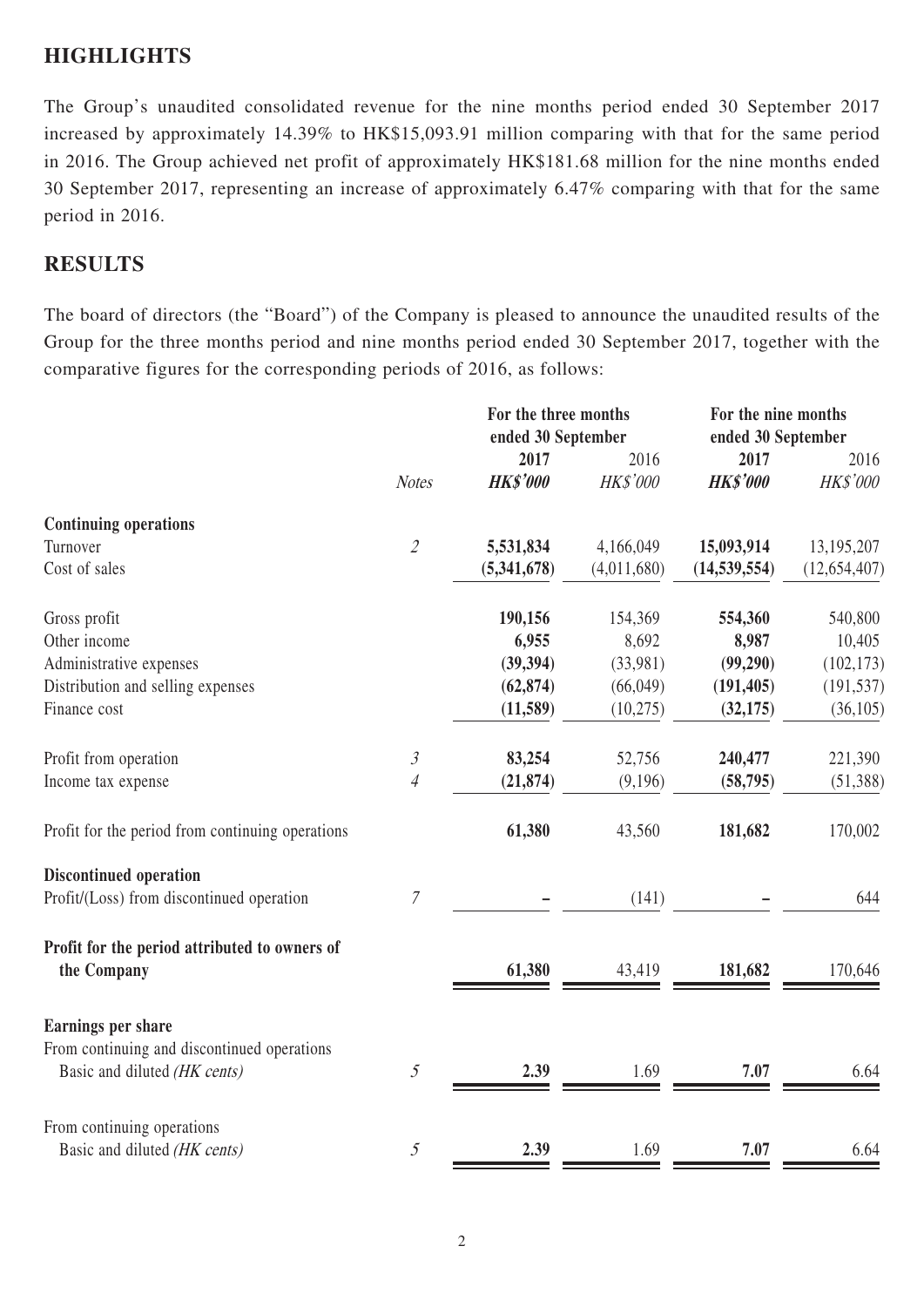## HIGHLIGHTS

The Group's unaudited consolidated revenue for the nine months period ended 30 September 2017 increased by approximately 14.39% to HK$15,093.91 million comparing with that for the same period in 2016. The Group achieved net profit of approximately HK$181.68 million for the nine months ended 30 September 2017, representing an increase of approximately 6.47% comparing with that for the same period in 2016.

## RESULTS

The board of directors (the "Board") of the Company is pleased to announce the unaudited results of the Group for the three months period and nine months period ended 30 September 2017, together with the comparative figures for the corresponding periods of 2016, as follows:

| | | For the three months ended 30 September | | For the nine months ended 30 September | |
|---|---|---|---|---|---|
| | *Notes* | **2017** | 2016 | **2017** | 2016 |
| | | ***HK$'000*** | *HK$'000* | ***HK$'000*** | *HK$'000* |
| **Continuing operations** | | | | | |
| Turnover | *2* | **5,531,834** | 4,166,049 | **15,093,914** | 13,195,207 |
| Cost of sales | | **(5,341,678)** | (4,011,680) | **(14,539,554)** | (12,654,407) |
| Gross profit | | **190,156** | 154,369 | **554,360** | 540,800 |
| Other income | | **6,955** | 8,692 | **8,987** | 10,405 |
| Administrative expenses | | **(39,394)** | (33,981) | **(99,290)** | (102,173) |
| Distribution and selling expenses | | **(62,874)** | (66,049) | **(191,405)** | (191,537) |
| Finance cost | | **(11,589)** | (10,275) | **(32,175)** | (36,105) |
| Profit from operation | *3* | **83,254** | 52,756 | **240,477** | 221,390 |
| Income tax expense | *4* | **(21,874)** | (9,196) | **(58,795)** | (51,388) |
| Profit for the period from continuing operations | | **61,380** | 43,560 | **181,682** | 170,002 |
| **Discontinued operation** | | | | | |
| Profit/(Loss) from discontinued operation | *7* | **–** | (141) | **–** | 644 |
| **Profit for the period attributed to owners of the Company** | | **61,380** | 43,419 | **181,682** | 170,646 |
| **Earnings per share** | | | | | |
| From continuing and discontinued operations | | | | | |
| Basic and diluted *(HK cents)* | *5* | **2.39** | 1.69 | **7.07** | 6.64 |
| From continuing operations | | | | | |
| Basic and diluted *(HK cents)* | *5* | **2.39** | 1.69 | **7.07** | 6.64 |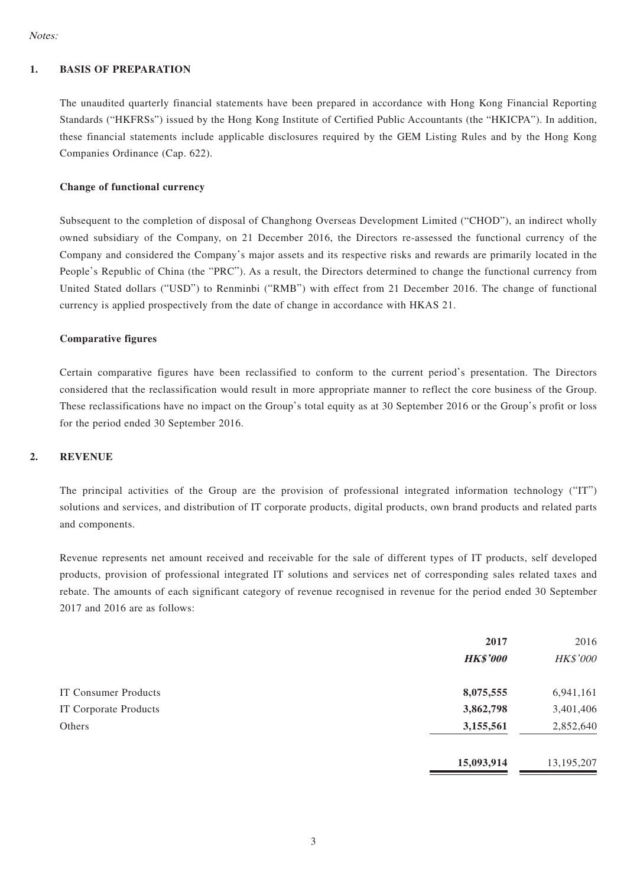*Notes:*

## 1. BASIS OF PREPARATION

The unaudited quarterly financial statements have been prepared in accordance with Hong Kong Financial Reporting Standards ("HKFRSs") issued by the Hong Kong Institute of Certified Public Accountants (the "HKICPA"). In addition, these financial statements include applicable disclosures required by the GEM Listing Rules and by the Hong Kong Companies Ordinance (Cap. 622).

### Change of functional currency

Subsequent to the completion of disposal of Changhong Overseas Development Limited ("CHOD"), an indirect wholly owned subsidiary of the Company, on 21 December 2016, the Directors re-assessed the functional currency of the Company and considered the Company's major assets and its respective risks and rewards are primarily located in the People's Republic of China (the "PRC"). As a result, the Directors determined to change the functional currency from United Stated dollars ("USD") to Renminbi ("RMB") with effect from 21 December 2016. The change of functional currency is applied prospectively from the date of change in accordance with HKAS 21.

### Comparative figures

Certain comparative figures have been reclassified to conform to the current period's presentation. The Directors considered that the reclassification would result in more appropriate manner to reflect the core business of the Group. These reclassifications have no impact on the Group's total equity as at 30 September 2016 or the Group's profit or loss for the period ended 30 September 2016.

## 2. REVENUE

The principal activities of the Group are the provision of professional integrated information technology ("IT") solutions and services, and distribution of IT corporate products, digital products, own brand products and related parts and components.

Revenue represents net amount received and receivable for the sale of different types of IT products, self developed products, provision of professional integrated IT solutions and services net of corresponding sales related taxes and rebate. The amounts of each significant category of revenue recognised in revenue for the period ended 30 September 2017 and 2016 are as follows:

| | **2017** | 2016 |
|---|---|---|
| | ***HK$'000*** | *HK$'000* |
| IT Consumer Products | **8,075,555** | 6,941,161 |
| IT Corporate Products | **3,862,798** | 3,401,406 |
| Others | **3,155,561** | 2,852,640 |
| | **15,093,914** | 13,195,207 |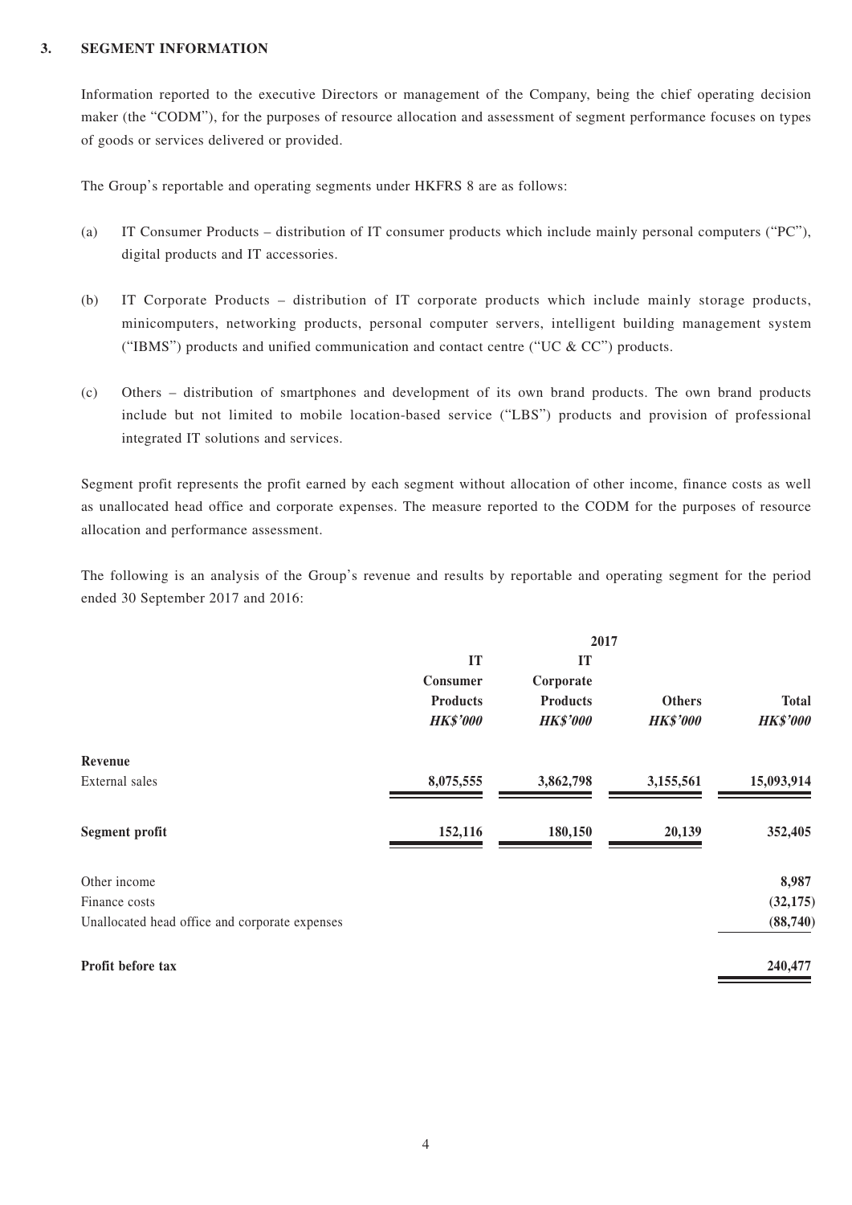## 3. SEGMENT INFORMATION

Information reported to the executive Directors or management of the Company, being the chief operating decision maker (the "CODM"), for the purposes of resource allocation and assessment of segment performance focuses on types of goods or services delivered or provided.

The Group's reportable and operating segments under HKFRS 8 are as follows:

(a) IT Consumer Products – distribution of IT consumer products which include mainly personal computers ("PC"), digital products and IT accessories.

(b) IT Corporate Products – distribution of IT corporate products which include mainly storage products, minicomputers, networking products, personal computer servers, intelligent building management system ("IBMS") products and unified communication and contact centre ("UC & CC") products.

(c) Others – distribution of smartphones and development of its own brand products. The own brand products include but not limited to mobile location-based service ("LBS") products and provision of professional integrated IT solutions and services.

Segment profit represents the profit earned by each segment without allocation of other income, finance costs as well as unallocated head office and corporate expenses. The measure reported to the CODM for the purposes of resource allocation and performance assessment.

The following is an analysis of the Group's revenue and results by reportable and operating segment for the period ended 30 September 2017 and 2016:

| | 2017 | | | |
|---|---|---|---|---|
| | **IT Consumer Products** | **IT Corporate Products** | **Others** | **Total** |
| | ***HK$'000*** | ***HK$'000*** | ***HK$'000*** | ***HK$'000*** |
| **Revenue** | | | | |
| External sales | **8,075,555** | **3,862,798** | **3,155,561** | **15,093,914** |
| **Segment profit** | **152,116** | **180,150** | **20,139** | **352,405** |
| Other income | | | | **8,987** |
| Finance costs | | | | **(32,175)** |
| Unallocated head office and corporate expenses | | | | **(88,740)** |
| **Profit before tax** | | | | **240,477** |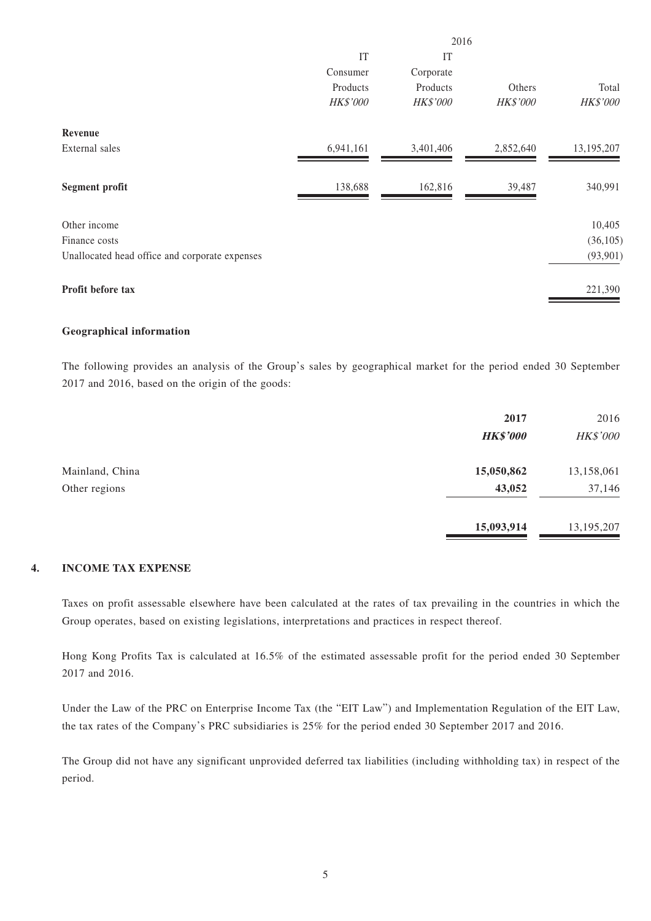| | 2016 | | | |
|---|---|---|---|---|
| | IT Consumer Products | IT Corporate Products | Others | Total |
| | *HK$'000* | *HK$'000* | *HK$'000* | *HK$'000* |
| **Revenue** | | | | |
| External sales | 6,941,161 | 3,401,406 | 2,852,640 | 13,195,207 |
| **Segment profit** | 138,688 | 162,816 | 39,487 | 340,991 |
| Other income | | | | 10,405 |
| Finance costs | | | | (36,105) |
| Unallocated head office and corporate expenses | | | | (93,901) |
| **Profit before tax** | | | | 221,390 |

**Geographical information**

The following provides an analysis of the Group's sales by geographical market for the period ended 30 September 2017 and 2016, based on the origin of the goods:

| | **2017** | 2016 |
|---|---|---|
| | ***HK$'000*** | *HK$'000* |
| Mainland, China | **15,050,862** | 13,158,061 |
| Other regions | **43,052** | 37,146 |
| | **15,093,914** | 13,195,207 |

## 4. INCOME TAX EXPENSE

Taxes on profit assessable elsewhere have been calculated at the rates of tax prevailing in the countries in which the Group operates, based on existing legislations, interpretations and practices in respect thereof.

Hong Kong Profits Tax is calculated at 16.5% of the estimated assessable profit for the period ended 30 September 2017 and 2016.

Under the Law of the PRC on Enterprise Income Tax (the "EIT Law") and Implementation Regulation of the EIT Law, the tax rates of the Company's PRC subsidiaries is 25% for the period ended 30 September 2017 and 2016.

The Group did not have any significant unprovided deferred tax liabilities (including withholding tax) in respect of the period.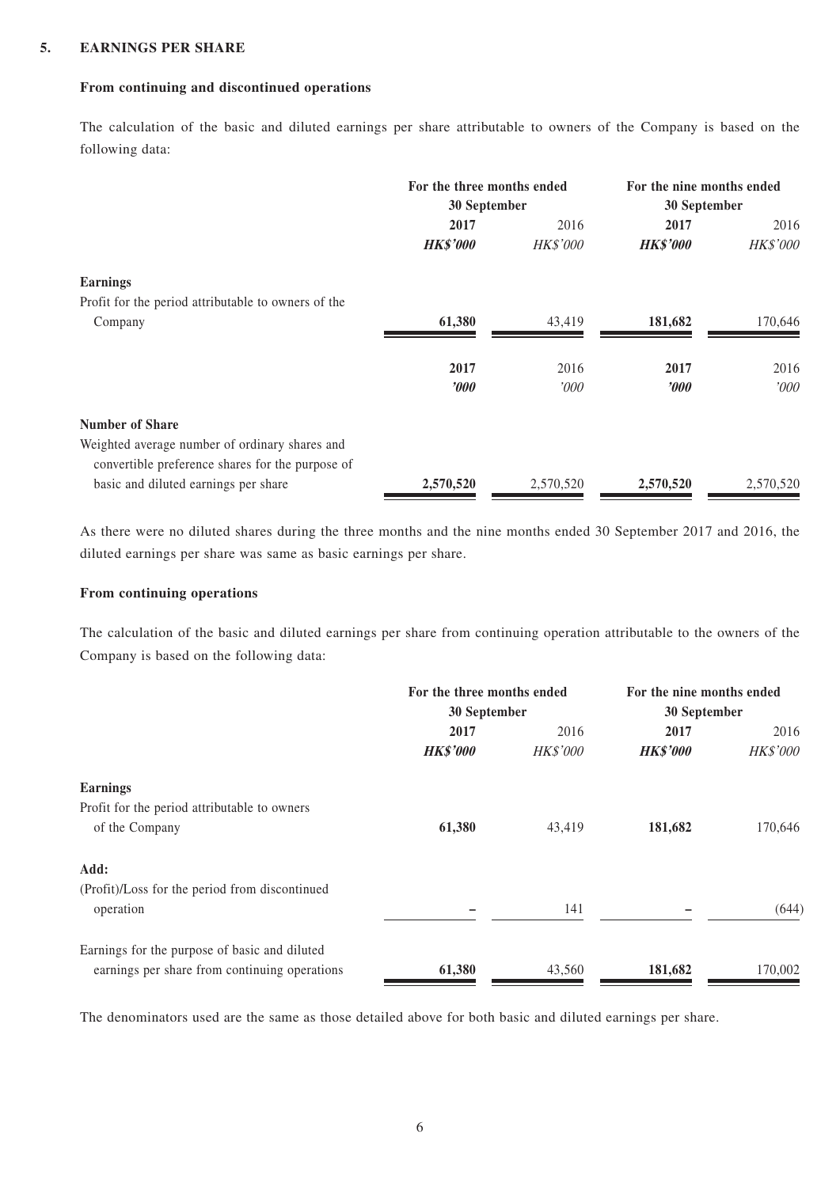## 5. EARNINGS PER SHARE

### From continuing and discontinued operations

The calculation of the basic and diluted earnings per share attributable to owners of the Company is based on the following data:

| | For the three months ended 30 September | | For the nine months ended 30 September | |
|---|---|---|---|---|
| | **2017** | 2016 | **2017** | 2016 |
| | ***HK$'000*** | *HK$'000* | ***HK$'000*** | *HK$'000* |
| **Earnings** | | | | |
| Profit for the period attributable to owners of the Company | **61,380** | 43,419 | **181,682** | 170,646 |
| | **2017** | 2016 | **2017** | 2016 |
| | ***'000*** | *'000* | ***'000*** | *'000* |
| **Number of Share** | | | | |
| Weighted average number of ordinary shares and convertible preference shares for the purpose of basic and diluted earnings per share | **2,570,520** | 2,570,520 | **2,570,520** | 2,570,520 |

As there were no diluted shares during the three months and the nine months ended 30 September 2017 and 2016, the diluted earnings per share was same as basic earnings per share.

### From continuing operations

The calculation of the basic and diluted earnings per share from continuing operation attributable to the owners of the Company is based on the following data:

| | For the three months ended 30 September | | For the nine months ended 30 September | |
|---|---|---|---|---|
| | **2017** | 2016 | **2017** | 2016 |
| | ***HK$'000*** | *HK$'000* | ***HK$'000*** | *HK$'000* |
| **Earnings** | | | | |
| Profit for the period attributable to owners of the Company | **61,380** | 43,419 | **181,682** | 170,646 |
| **Add:** | | | | |
| (Profit)/Loss for the period from discontinued operation | **–** | 141 | **–** | (644) |
| Earnings for the purpose of basic and diluted earnings per share from continuing operations | **61,380** | 43,560 | **181,682** | 170,002 |

The denominators used are the same as those detailed above for both basic and diluted earnings per share.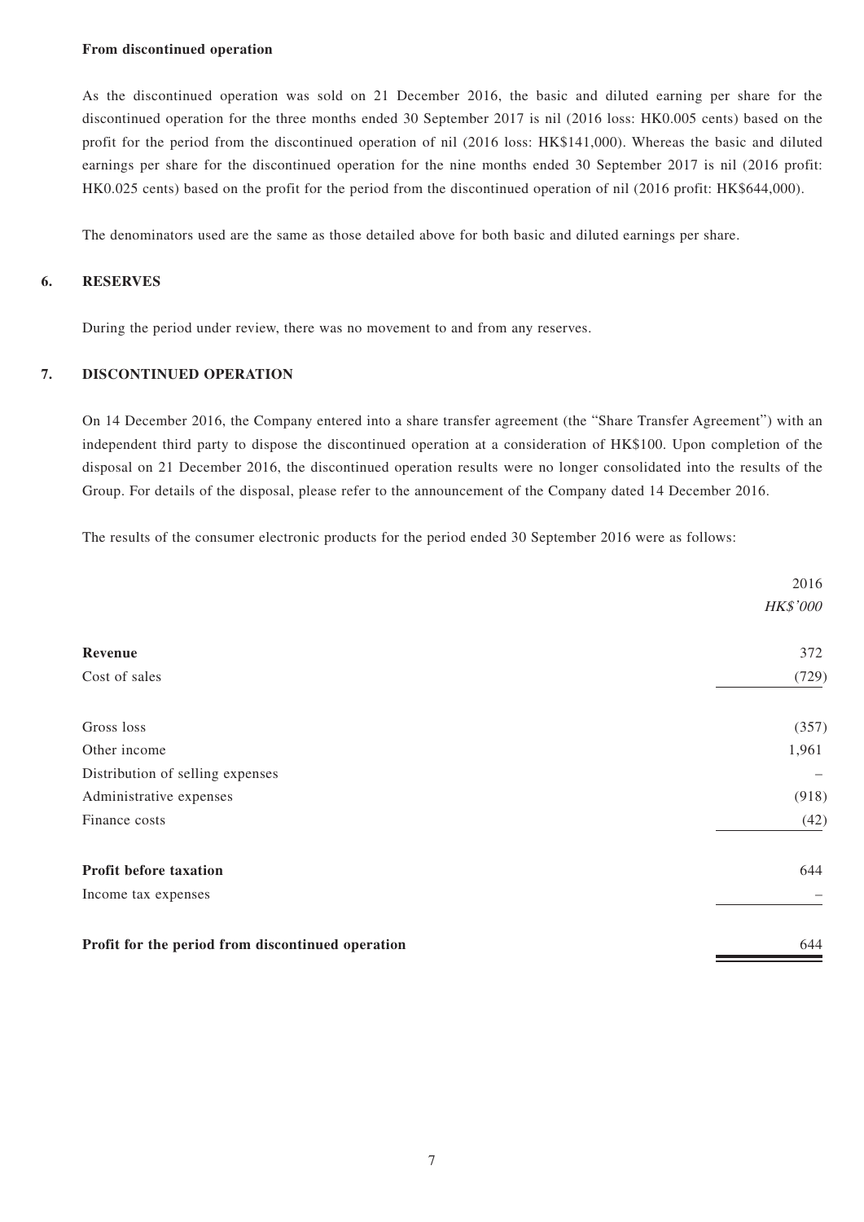**From discontinued operation**

As the discontinued operation was sold on 21 December 2016, the basic and diluted earning per share for the discontinued operation for the three months ended 30 September 2017 is nil (2016 loss: HK0.005 cents) based on the profit for the period from the discontinued operation of nil (2016 loss: HK$141,000). Whereas the basic and diluted earnings per share for the discontinued operation for the nine months ended 30 September 2017 is nil (2016 profit: HK0.025 cents) based on the profit for the period from the discontinued operation of nil (2016 profit: HK$644,000).

The denominators used are the same as those detailed above for both basic and diluted earnings per share.

## 6. RESERVES

During the period under review, there was no movement to and from any reserves.

## 7. DISCONTINUED OPERATION

On 14 December 2016, the Company entered into a share transfer agreement (the "Share Transfer Agreement") with an independent third party to dispose the discontinued operation at a consideration of HK$100. Upon completion of the disposal on 21 December 2016, the discontinued operation results were no longer consolidated into the results of the Group. For details of the disposal, please refer to the announcement of the Company dated 14 December 2016.

The results of the consumer electronic products for the period ended 30 September 2016 were as follows:

| | 2016 |
|---|---|
| | *HK$'000* |
| **Revenue** | 372 |
| Cost of sales | (729) |
| Gross loss | (357) |
| Other income | 1,961 |
| Distribution of selling expenses | – |
| Administrative expenses | (918) |
| Finance costs | (42) |
| **Profit before taxation** | 644 |
| Income tax expenses | – |
| **Profit for the period from discontinued operation** | 644 |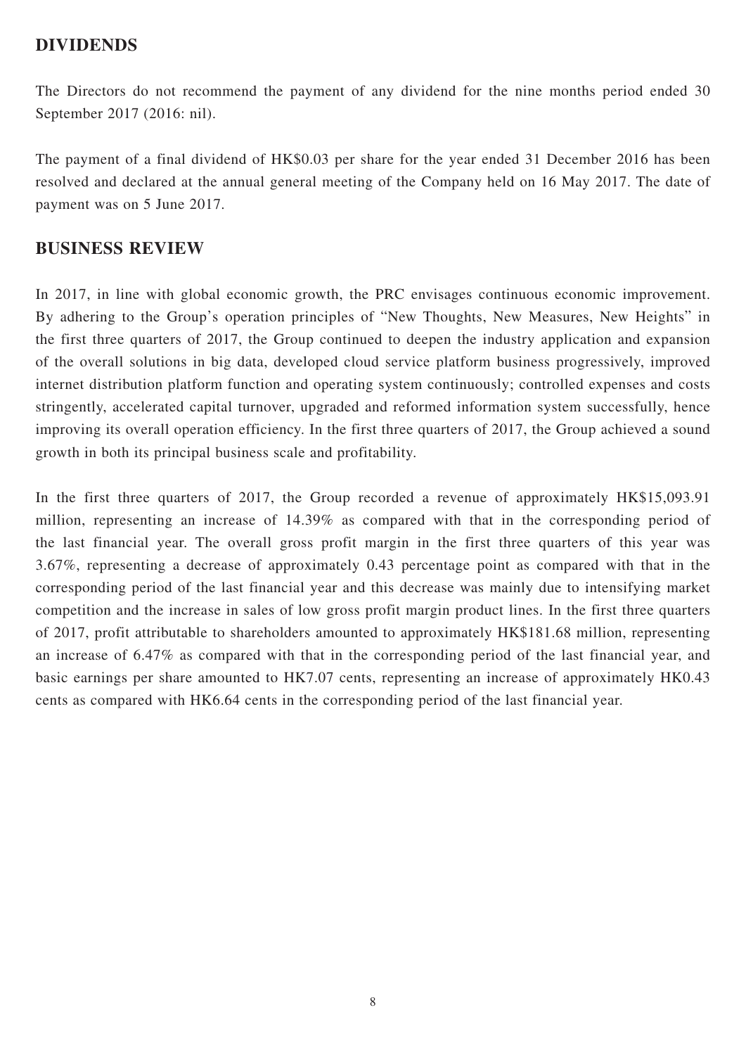## DIVIDENDS

The Directors do not recommend the payment of any dividend for the nine months period ended 30 September 2017 (2016: nil).

The payment of a final dividend of HK$0.03 per share for the year ended 31 December 2016 has been resolved and declared at the annual general meeting of the Company held on 16 May 2017. The date of payment was on 5 June 2017.

## BUSINESS REVIEW

In 2017, in line with global economic growth, the PRC envisages continuous economic improvement. By adhering to the Group's operation principles of "New Thoughts, New Measures, New Heights" in the first three quarters of 2017, the Group continued to deepen the industry application and expansion of the overall solutions in big data, developed cloud service platform business progressively, improved internet distribution platform function and operating system continuously; controlled expenses and costs stringently, accelerated capital turnover, upgraded and reformed information system successfully, hence improving its overall operation efficiency. In the first three quarters of 2017, the Group achieved a sound growth in both its principal business scale and profitability.

In the first three quarters of 2017, the Group recorded a revenue of approximately HK$15,093.91 million, representing an increase of 14.39% as compared with that in the corresponding period of the last financial year. The overall gross profit margin in the first three quarters of this year was 3.67%, representing a decrease of approximately 0.43 percentage point as compared with that in the corresponding period of the last financial year and this decrease was mainly due to intensifying market competition and the increase in sales of low gross profit margin product lines. In the first three quarters of 2017, profit attributable to shareholders amounted to approximately HK$181.68 million, representing an increase of 6.47% as compared with that in the corresponding period of the last financial year, and basic earnings per share amounted to HK7.07 cents, representing an increase of approximately HK0.43 cents as compared with HK6.64 cents in the corresponding period of the last financial year.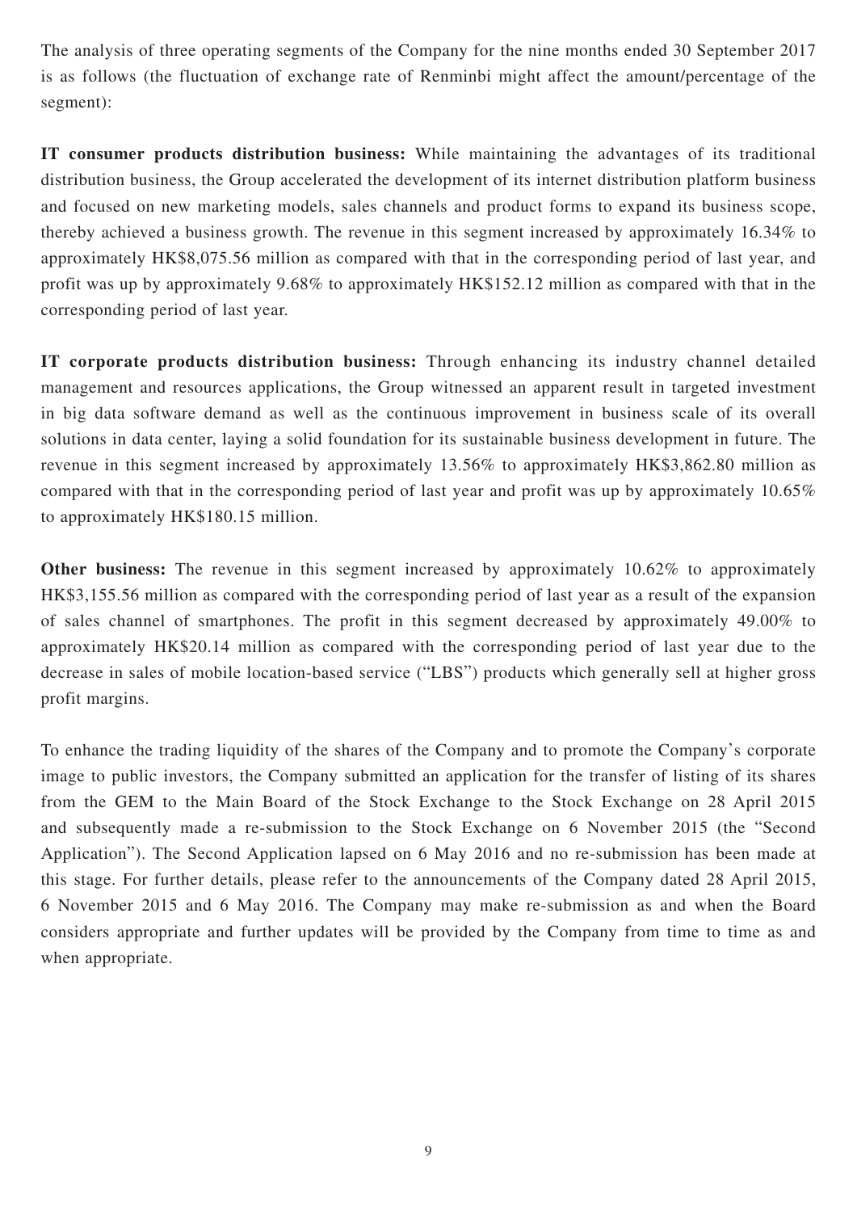The analysis of three operating segments of the Company for the nine months ended 30 September 2017 is as follows (the fluctuation of exchange rate of Renminbi might affect the amount/percentage of the segment):

**IT consumer products distribution business:** While maintaining the advantages of its traditional distribution business, the Group accelerated the development of its internet distribution platform business and focused on new marketing models, sales channels and product forms to expand its business scope, thereby achieved a business growth. The revenue in this segment increased by approximately 16.34% to approximately HK$8,075.56 million as compared with that in the corresponding period of last year, and profit was up by approximately 9.68% to approximately HK$152.12 million as compared with that in the corresponding period of last year.

**IT corporate products distribution business:** Through enhancing its industry channel detailed management and resources applications, the Group witnessed an apparent result in targeted investment in big data software demand as well as the continuous improvement in business scale of its overall solutions in data center, laying a solid foundation for its sustainable business development in future. The revenue in this segment increased by approximately 13.56% to approximately HK$3,862.80 million as compared with that in the corresponding period of last year and profit was up by approximately 10.65% to approximately HK$180.15 million.

**Other business:** The revenue in this segment increased by approximately 10.62% to approximately HK$3,155.56 million as compared with the corresponding period of last year as a result of the expansion of sales channel of smartphones. The profit in this segment decreased by approximately 49.00% to approximately HK$20.14 million as compared with the corresponding period of last year due to the decrease in sales of mobile location-based service ("LBS") products which generally sell at higher gross profit margins.

To enhance the trading liquidity of the shares of the Company and to promote the Company's corporate image to public investors, the Company submitted an application for the transfer of listing of its shares from the GEM to the Main Board of the Stock Exchange to the Stock Exchange on 28 April 2015 and subsequently made a re-submission to the Stock Exchange on 6 November 2015 (the "Second Application"). The Second Application lapsed on 6 May 2016 and no re-submission has been made at this stage. For further details, please refer to the announcements of the Company dated 28 April 2015, 6 November 2015 and 6 May 2016. The Company may make re-submission as and when the Board considers appropriate and further updates will be provided by the Company from time to time as and when appropriate.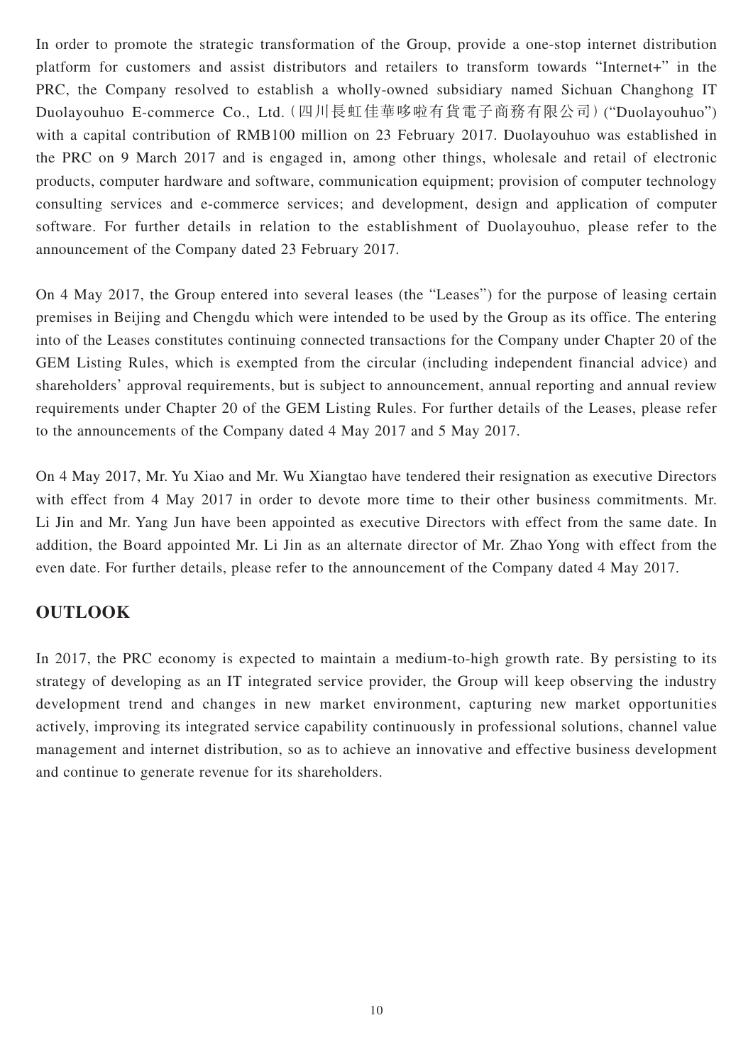In order to promote the strategic transformation of the Group, provide a one-stop internet distribution platform for customers and assist distributors and retailers to transform towards "Internet+" in the PRC, the Company resolved to establish a wholly-owned subsidiary named Sichuan Changhong IT Duolayouhuo E-commerce Co., Ltd.（四川長虹佳華哆啦有貨電子商務有限公司）("Duolayouhuo") with a capital contribution of RMB100 million on 23 February 2017. Duolayouhuo was established in the PRC on 9 March 2017 and is engaged in, among other things, wholesale and retail of electronic products, computer hardware and software, communication equipment; provision of computer technology consulting services and e-commerce services; and development, design and application of computer software. For further details in relation to the establishment of Duolayouhuo, please refer to the announcement of the Company dated 23 February 2017.

On 4 May 2017, the Group entered into several leases (the "Leases") for the purpose of leasing certain premises in Beijing and Chengdu which were intended to be used by the Group as its office. The entering into of the Leases constitutes continuing connected transactions for the Company under Chapter 20 of the GEM Listing Rules, which is exempted from the circular (including independent financial advice) and shareholders' approval requirements, but is subject to announcement, annual reporting and annual review requirements under Chapter 20 of the GEM Listing Rules. For further details of the Leases, please refer to the announcements of the Company dated 4 May 2017 and 5 May 2017.

On 4 May 2017, Mr. Yu Xiao and Mr. Wu Xiangtao have tendered their resignation as executive Directors with effect from 4 May 2017 in order to devote more time to their other business commitments. Mr. Li Jin and Mr. Yang Jun have been appointed as executive Directors with effect from the same date. In addition, the Board appointed Mr. Li Jin as an alternate director of Mr. Zhao Yong with effect from the even date. For further details, please refer to the announcement of the Company dated 4 May 2017.

## OUTLOOK

In 2017, the PRC economy is expected to maintain a medium-to-high growth rate. By persisting to its strategy of developing as an IT integrated service provider, the Group will keep observing the industry development trend and changes in new market environment, capturing new market opportunities actively, improving its integrated service capability continuously in professional solutions, channel value management and internet distribution, so as to achieve an innovative and effective business development and continue to generate revenue for its shareholders.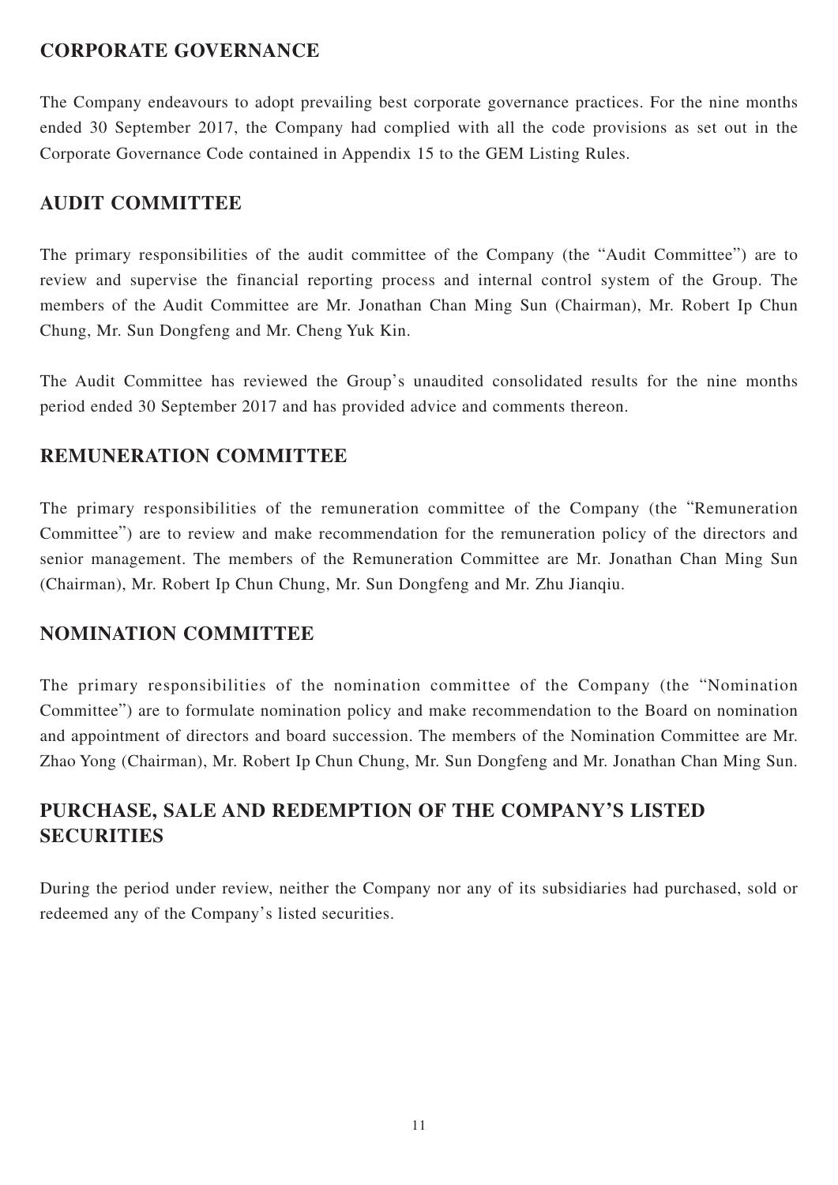## CORPORATE GOVERNANCE

The Company endeavours to adopt prevailing best corporate governance practices. For the nine months ended 30 September 2017, the Company had complied with all the code provisions as set out in the Corporate Governance Code contained in Appendix 15 to the GEM Listing Rules.

## AUDIT COMMITTEE

The primary responsibilities of the audit committee of the Company (the "Audit Committee") are to review and supervise the financial reporting process and internal control system of the Group. The members of the Audit Committee are Mr. Jonathan Chan Ming Sun (Chairman), Mr. Robert Ip Chun Chung, Mr. Sun Dongfeng and Mr. Cheng Yuk Kin.

The Audit Committee has reviewed the Group's unaudited consolidated results for the nine months period ended 30 September 2017 and has provided advice and comments thereon.

## REMUNERATION COMMITTEE

The primary responsibilities of the remuneration committee of the Company (the "Remuneration Committee") are to review and make recommendation for the remuneration policy of the directors and senior management. The members of the Remuneration Committee are Mr. Jonathan Chan Ming Sun (Chairman), Mr. Robert Ip Chun Chung, Mr. Sun Dongfeng and Mr. Zhu Jianqiu.

## NOMINATION COMMITTEE

The primary responsibilities of the nomination committee of the Company (the "Nomination Committee") are to formulate nomination policy and make recommendation to the Board on nomination and appointment of directors and board succession. The members of the Nomination Committee are Mr. Zhao Yong (Chairman), Mr. Robert Ip Chun Chung, Mr. Sun Dongfeng and Mr. Jonathan Chan Ming Sun.

## PURCHASE, SALE AND REDEMPTION OF THE COMPANY'S LISTED SECURITIES

During the period under review, neither the Company nor any of its subsidiaries had purchased, sold or redeemed any of the Company's listed securities.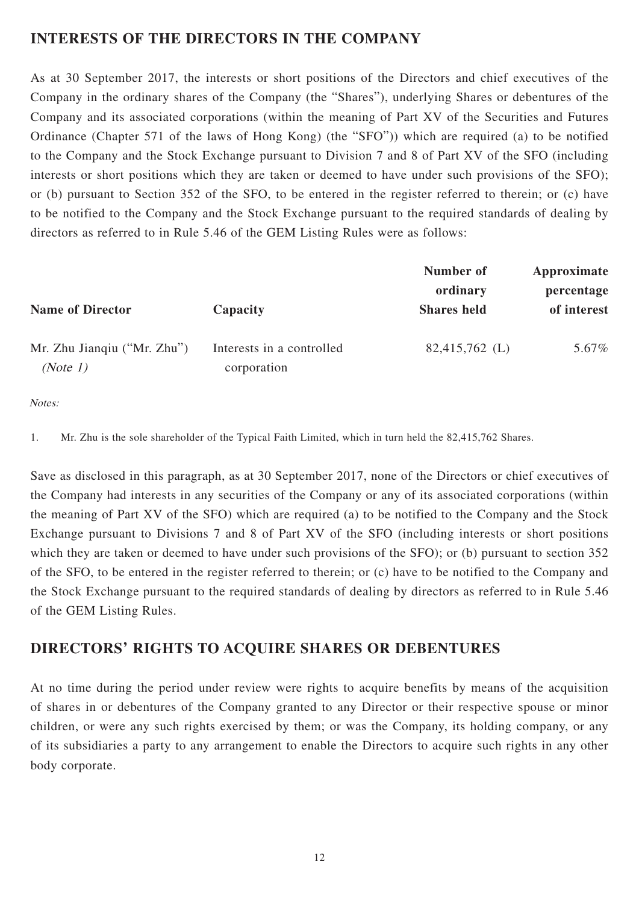## INTERESTS OF THE DIRECTORS IN THE COMPANY

As at 30 September 2017, the interests or short positions of the Directors and chief executives of the Company in the ordinary shares of the Company (the "Shares"), underlying Shares or debentures of the Company and its associated corporations (within the meaning of Part XV of the Securities and Futures Ordinance (Chapter 571 of the laws of Hong Kong) (the "SFO")) which are required (a) to be notified to the Company and the Stock Exchange pursuant to Division 7 and 8 of Part XV of the SFO (including interests or short positions which they are taken or deemed to have under such provisions of the SFO); or (b) pursuant to Section 352 of the SFO, to be entered in the register referred to therein; or (c) have to be notified to the Company and the Stock Exchange pursuant to the required standards of dealing by directors as referred to in Rule 5.46 of the GEM Listing Rules were as follows:

| Name of Director | Capacity | Number of ordinary Shares held | Approximate percentage of interest |
|---|---|---|---|
| Mr. Zhu Jianqiu ("Mr. Zhu") *(Note 1)* | Interests in a controlled corporation | 82,415,762 (L) | 5.67% |

*Notes:*

1. Mr. Zhu is the sole shareholder of the Typical Faith Limited, which in turn held the 82,415,762 Shares.

Save as disclosed in this paragraph, as at 30 September 2017, none of the Directors or chief executives of the Company had interests in any securities of the Company or any of its associated corporations (within the meaning of Part XV of the SFO) which are required (a) to be notified to the Company and the Stock Exchange pursuant to Divisions 7 and 8 of Part XV of the SFO (including interests or short positions which they are taken or deemed to have under such provisions of the SFO); or (b) pursuant to section 352 of the SFO, to be entered in the register referred to therein; or (c) have to be notified to the Company and the Stock Exchange pursuant to the required standards of dealing by directors as referred to in Rule 5.46 of the GEM Listing Rules.

## DIRECTORS' RIGHTS TO ACQUIRE SHARES OR DEBENTURES

At no time during the period under review were rights to acquire benefits by means of the acquisition of shares in or debentures of the Company granted to any Director or their respective spouse or minor children, or were any such rights exercised by them; or was the Company, its holding company, or any of its subsidiaries a party to any arrangement to enable the Directors to acquire such rights in any other body corporate.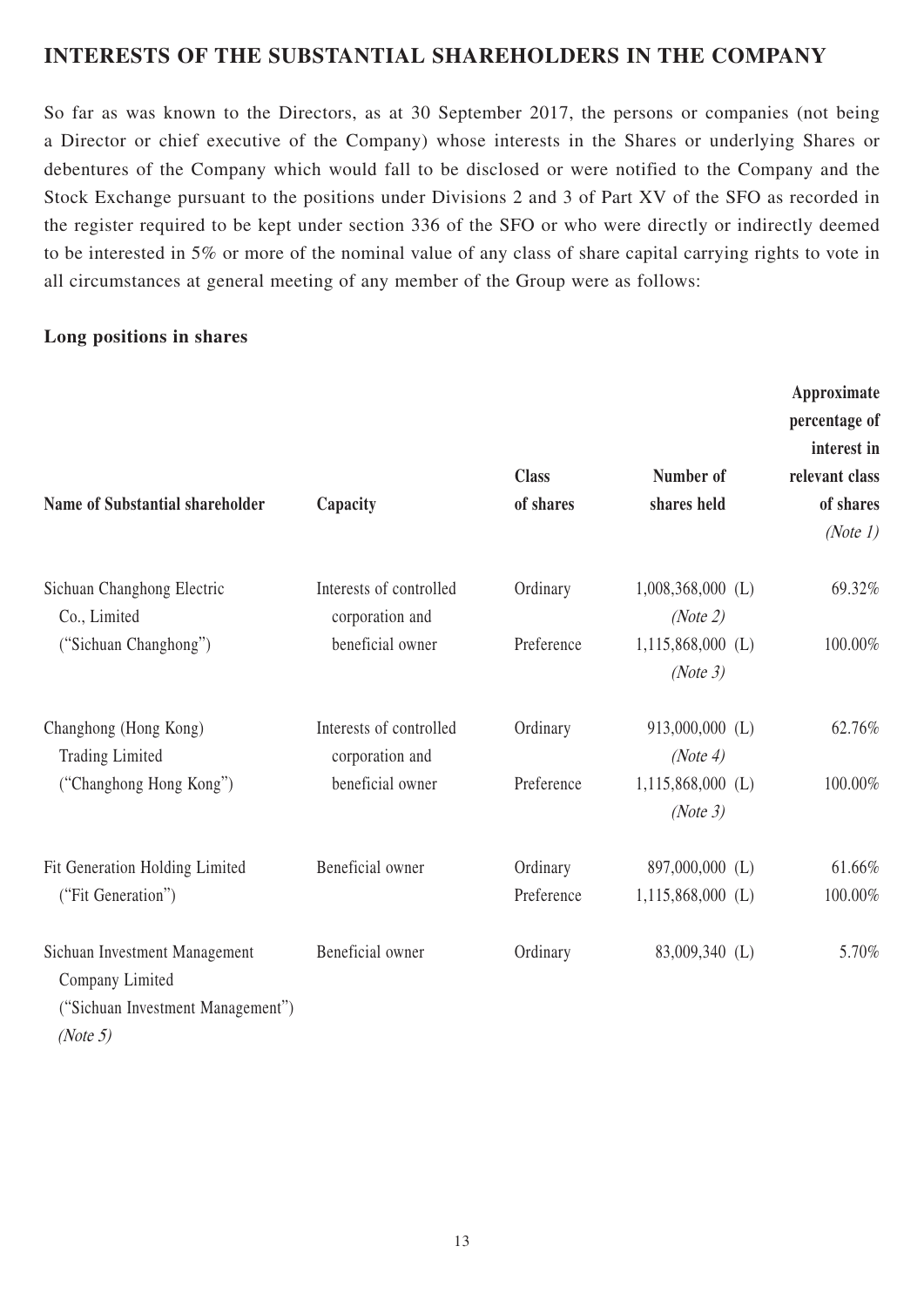## INTERESTS OF THE SUBSTANTIAL SHAREHOLDERS IN THE COMPANY

So far as was known to the Directors, as at 30 September 2017, the persons or companies (not being a Director or chief executive of the Company) whose interests in the Shares or underlying Shares or debentures of the Company which would fall to be disclosed or were notified to the Company and the Stock Exchange pursuant to the positions under Divisions 2 and 3 of Part XV of the SFO as recorded in the register required to be kept under section 336 of the SFO or who were directly or indirectly deemed to be interested in 5% or more of the nominal value of any class of share capital carrying rights to vote in all circumstances at general meeting of any member of the Group were as follows:

**Long positions in shares**

| Name of Substantial shareholder | Capacity | Class of shares | Number of shares held | Approximate percentage of interest in relevant class of shares *(Note 1)* |
|---|---|---|---|---|
| Sichuan Changhong Electric Co., Limited ("Sichuan Changhong") | Interests of controlled corporation and beneficial owner | Ordinary | 1,008,368,000 (L) *(Note 2)* | 69.32% |
| | | Preference | 1,115,868,000 (L) *(Note 3)* | 100.00% |
| Changhong (Hong Kong) Trading Limited ("Changhong Hong Kong") | Interests of controlled corporation and beneficial owner | Ordinary | 913,000,000 (L) *(Note 4)* | 62.76% |
| | | Preference | 1,115,868,000 (L) *(Note 3)* | 100.00% |
| Fit Generation Holding Limited ("Fit Generation") | Beneficial owner | Ordinary | 897,000,000 (L) | 61.66% |
| | | Preference | 1,115,868,000 (L) | 100.00% |
| Sichuan Investment Management Company Limited ("Sichuan Investment Management") *(Note 5)* | Beneficial owner | Ordinary | 83,009,340 (L) | 5.70% |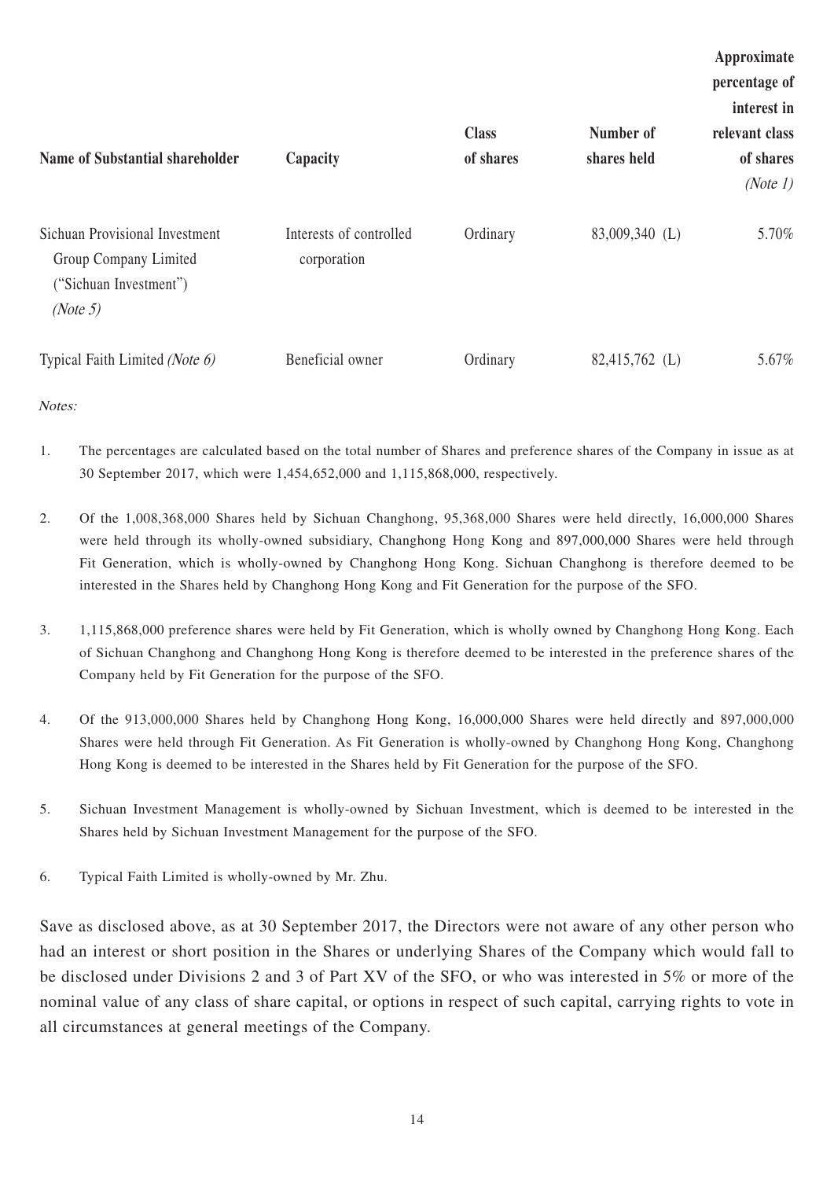| Name of Substantial shareholder | Capacity | Class of shares | Number of shares held | Approximate percentage of interest in relevant class of shares *(Note 1)* |
|---|---|---|---|---|
| Sichuan Provisional Investment Group Company Limited ("Sichuan Investment") *(Note 5)* | Interests of controlled corporation | Ordinary | 83,009,340 (L) | 5.70% |
| Typical Faith Limited *(Note 6)* | Beneficial owner | Ordinary | 82,415,762 (L) | 5.67% |

*Notes:*

1. The percentages are calculated based on the total number of Shares and preference shares of the Company in issue as at 30 September 2017, which were 1,454,652,000 and 1,115,868,000, respectively.

2. Of the 1,008,368,000 Shares held by Sichuan Changhong, 95,368,000 Shares were held directly, 16,000,000 Shares were held through its wholly-owned subsidiary, Changhong Hong Kong and 897,000,000 Shares were held through Fit Generation, which is wholly-owned by Changhong Hong Kong. Sichuan Changhong is therefore deemed to be interested in the Shares held by Changhong Hong Kong and Fit Generation for the purpose of the SFO.

3. 1,115,868,000 preference shares were held by Fit Generation, which is wholly owned by Changhong Hong Kong. Each of Sichuan Changhong and Changhong Hong Kong is therefore deemed to be interested in the preference shares of the Company held by Fit Generation for the purpose of the SFO.

4. Of the 913,000,000 Shares held by Changhong Hong Kong, 16,000,000 Shares were held directly and 897,000,000 Shares were held through Fit Generation. As Fit Generation is wholly-owned by Changhong Hong Kong, Changhong Hong Kong is deemed to be interested in the Shares held by Fit Generation for the purpose of the SFO.

5. Sichuan Investment Management is wholly-owned by Sichuan Investment, which is deemed to be interested in the Shares held by Sichuan Investment Management for the purpose of the SFO.

6. Typical Faith Limited is wholly-owned by Mr. Zhu.

Save as disclosed above, as at 30 September 2017, the Directors were not aware of any other person who had an interest or short position in the Shares or underlying Shares of the Company which would fall to be disclosed under Divisions 2 and 3 of Part XV of the SFO, or who was interested in 5% or more of the nominal value of any class of share capital, or options in respect of such capital, carrying rights to vote in all circumstances at general meetings of the Company.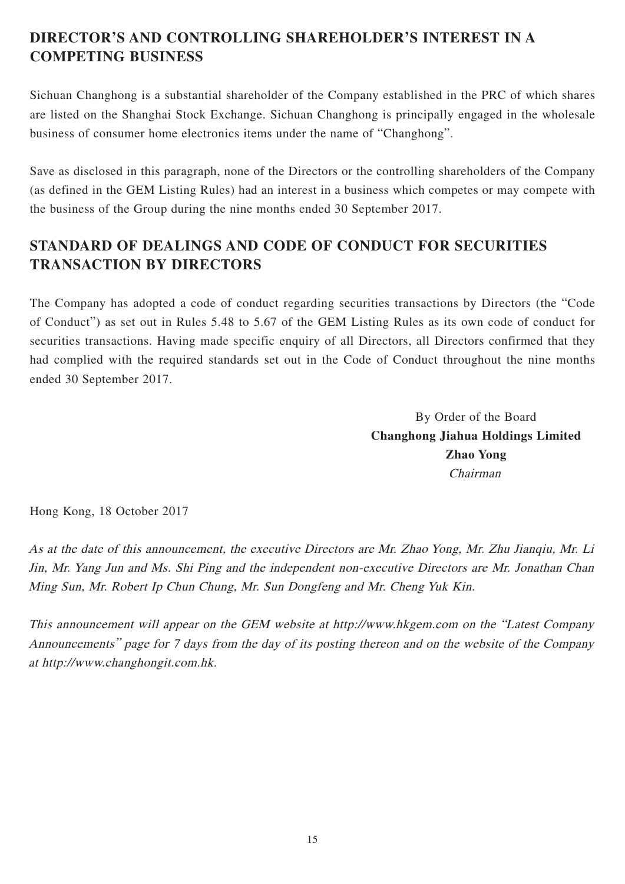## DIRECTOR'S AND CONTROLLING SHAREHOLDER'S INTEREST IN A COMPETING BUSINESS

Sichuan Changhong is a substantial shareholder of the Company established in the PRC of which shares are listed on the Shanghai Stock Exchange. Sichuan Changhong is principally engaged in the wholesale business of consumer home electronics items under the name of "Changhong".

Save as disclosed in this paragraph, none of the Directors or the controlling shareholders of the Company (as defined in the GEM Listing Rules) had an interest in a business which competes or may compete with the business of the Group during the nine months ended 30 September 2017.

## STANDARD OF DEALINGS AND CODE OF CONDUCT FOR SECURITIES TRANSACTION BY DIRECTORS

The Company has adopted a code of conduct regarding securities transactions by Directors (the "Code of Conduct") as set out in Rules 5.48 to 5.67 of the GEM Listing Rules as its own code of conduct for securities transactions. Having made specific enquiry of all Directors, all Directors confirmed that they had complied with the required standards set out in the Code of Conduct throughout the nine months ended 30 September 2017.

By Order of the Board
**Changhong Jiahua Holdings Limited**
**Zhao Yong**
*Chairman*

Hong Kong, 18 October 2017

*As at the date of this announcement, the executive Directors are Mr. Zhao Yong, Mr. Zhu Jianqiu, Mr. Li Jin, Mr. Yang Jun and Ms. Shi Ping and the independent non-executive Directors are Mr. Jonathan Chan Ming Sun, Mr. Robert Ip Chun Chung, Mr. Sun Dongfeng and Mr. Cheng Yuk Kin.*

*This announcement will appear on the GEM website at http://www.hkgem.com on the "Latest Company Announcements" page for 7 days from the day of its posting thereon and on the website of the Company at http://www.changhongit.com.hk.*